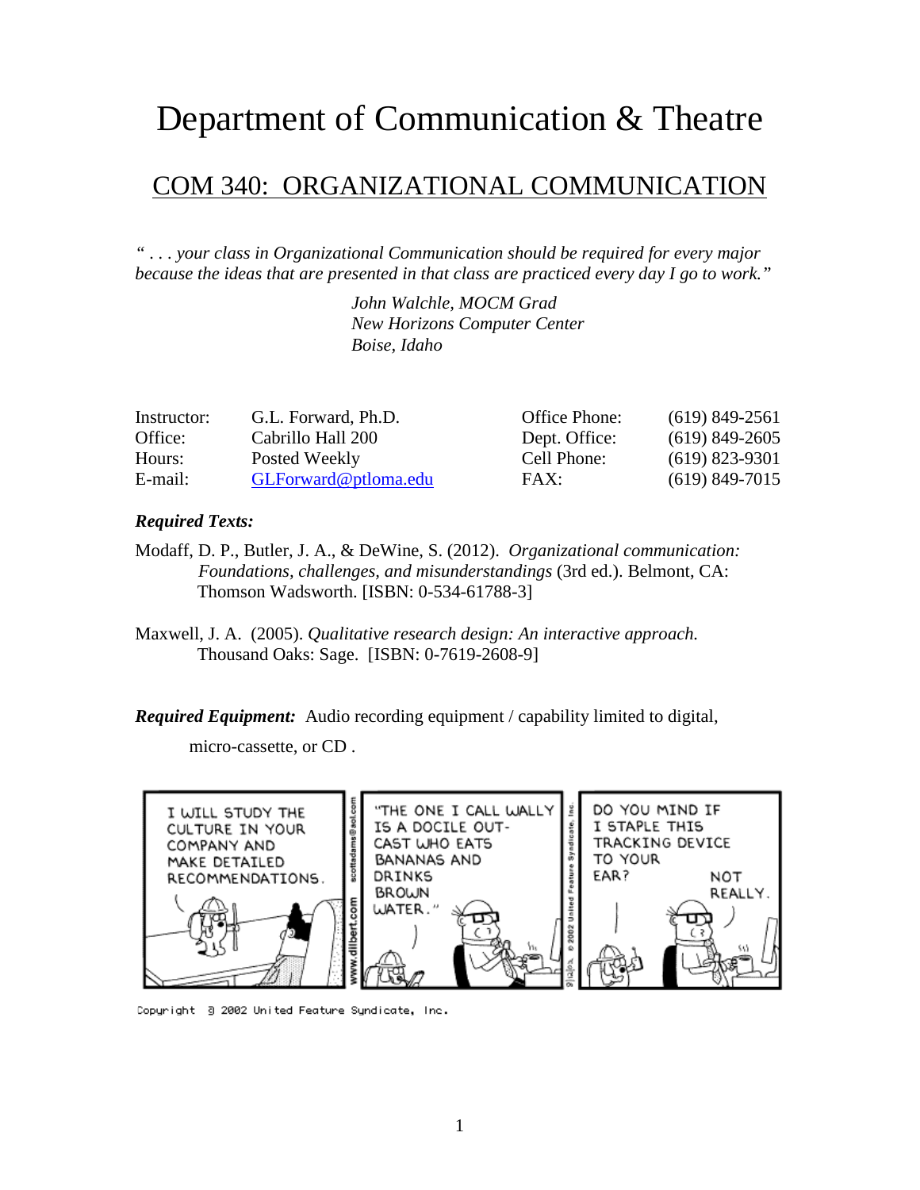# Department of Communication & Theatre

## COM 340: ORGANIZATIONAL COMMUNICATION

*" . . . your class in Organizational Communication should be required for every major because the ideas that are presented in that class are practiced every day I go to work."*

*John Walchle, MOCM Grad*
*New Horizons Computer Center*
*Boise, Idaho*

| | | | |
|---|---|---|---|
| Instructor: | G.L. Forward, Ph.D. | Office Phone: | (619) 849-2561 |
| Office: | Cabrillo Hall 200 | Dept. Office: | (619) 849-2605 |
| Hours: | Posted Weekly | Cell Phone: | (619) 823-9301 |
| E-mail: | GLForward@ptloma.edu | FAX: | (619) 849-7015 |

***Required Texts:***

Modaff, D. P., Butler, J. A., & DeWine, S. (2012). *Organizational communication: Foundations, challenges, and misunderstandings* (3rd ed.). Belmont, CA: Thomson Wadsworth. [ISBN: 0-534-61788-3]

Maxwell, J. A. (2005). *Qualitative research design: An interactive approach.* Thousand Oaks: Sage. [ISBN: 0-7619-2608-9]

***Required Equipment:*** Audio recording equipment / capability limited to digital, micro-cassette, or CD .

Copyright © 2002 United Feature Syndicate, Inc.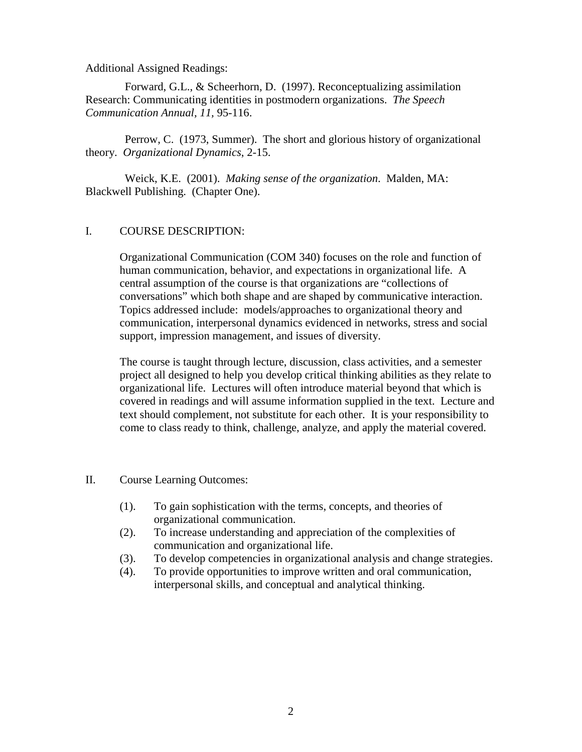Additional Assigned Readings:

Forward, G.L., & Scheerhorn, D. (1997). Reconceptualizing assimilation Research: Communicating identities in postmodern organizations. *The Speech Communication Annual, 11,* 95-116.

Perrow, C. (1973, Summer). The short and glorious history of organizational theory. *Organizational Dynamics*, 2-15.

Weick, K.E. (2001). *Making sense of the organization*. Malden, MA: Blackwell Publishing. (Chapter One).

## I. COURSE DESCRIPTION:

Organizational Communication (COM 340) focuses on the role and function of human communication, behavior, and expectations in organizational life. A central assumption of the course is that organizations are "collections of conversations" which both shape and are shaped by communicative interaction. Topics addressed include: models/approaches to organizational theory and communication, interpersonal dynamics evidenced in networks, stress and social support, impression management, and issues of diversity.

The course is taught through lecture, discussion, class activities, and a semester project all designed to help you develop critical thinking abilities as they relate to organizational life. Lectures will often introduce material beyond that which is covered in readings and will assume information supplied in the text. Lecture and text should complement, not substitute for each other. It is your responsibility to come to class ready to think, challenge, analyze, and apply the material covered.

## II. Course Learning Outcomes:

(1). To gain sophistication with the terms, concepts, and theories of organizational communication.
(2). To increase understanding and appreciation of the complexities of communication and organizational life.
(3). To develop competencies in organizational analysis and change strategies.
(4). To provide opportunities to improve written and oral communication, interpersonal skills, and conceptual and analytical thinking.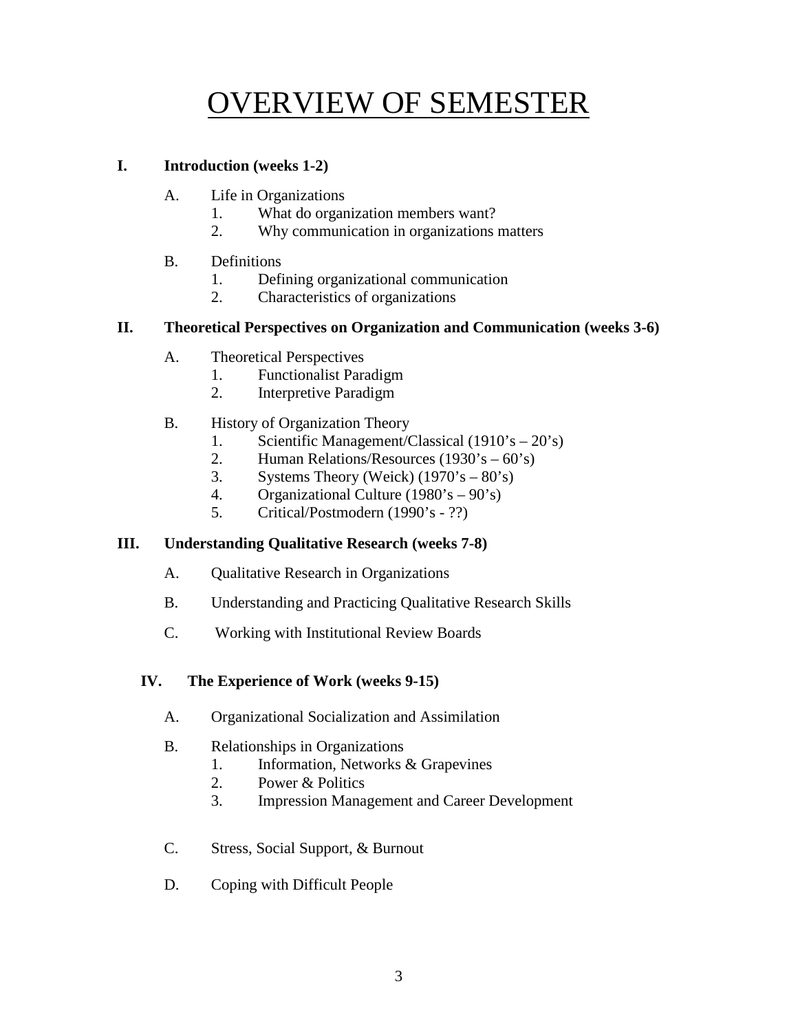# OVERVIEW OF SEMESTER

**I. Introduction (weeks 1-2)**

- A. Life in Organizations
  1. What do organization members want?
  2. Why communication in organizations matters

- B. Definitions
  1. Defining organizational communication
  2. Characteristics of organizations

**II. Theoretical Perspectives on Organization and Communication (weeks 3-6)**

- A. Theoretical Perspectives
  1. Functionalist Paradigm
  2. Interpretive Paradigm

- B. History of Organization Theory
  1. Scientific Management/Classical (1910's – 20's)
  2. Human Relations/Resources (1930's – 60's)
  3. Systems Theory (Weick) (1970's – 80's)
  4. Organizational Culture (1980's – 90's)
  5. Critical/Postmodern (1990's - ??)

**III. Understanding Qualitative Research (weeks 7-8)**

- A. Qualitative Research in Organizations

- B. Understanding and Practicing Qualitative Research Skills

- C. Working with Institutional Review Boards

**IV. The Experience of Work (weeks 9-15)**

- A. Organizational Socialization and Assimilation

- B. Relationships in Organizations
  1. Information, Networks & Grapevines
  2. Power & Politics
  3. Impression Management and Career Development

- C. Stress, Social Support, & Burnout

- D. Coping with Difficult People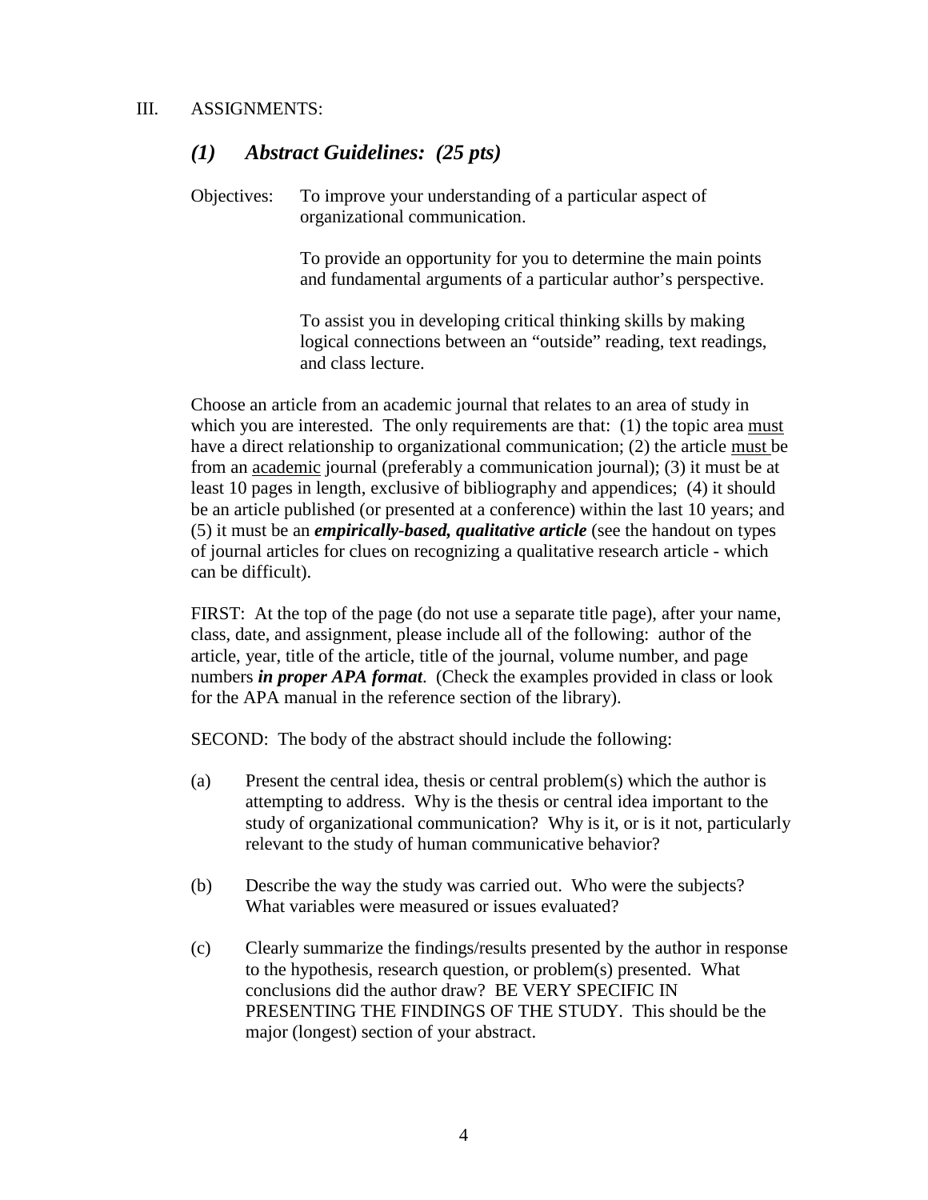III. ASSIGNMENTS:

## *(1) Abstract Guidelines: (25 pts)*

Objectives: To improve your understanding of a particular aspect of organizational communication.

To provide an opportunity for you to determine the main points and fundamental arguments of a particular author's perspective.

To assist you in developing critical thinking skills by making logical connections between an "outside" reading, text readings, and class lecture.

Choose an article from an academic journal that relates to an area of study in which you are interested. The only requirements are that: (1) the topic area <u>must</u> have a direct relationship to organizational communication; (2) the article <u>must</u> be from an <u>academic</u> journal (preferably a communication journal); (3) it must be at least 10 pages in length, exclusive of bibliography and appendices; (4) it should be an article published (or presented at a conference) within the last 10 years; and (5) it must be an ***empirically-based, qualitative article*** (see the handout on types of journal articles for clues on recognizing a qualitative research article - which can be difficult).

FIRST: At the top of the page (do not use a separate title page), after your name, class, date, and assignment, please include all of the following: author of the article, year, title of the article, title of the journal, volume number, and page numbers ***in proper APA format***. (Check the examples provided in class or look for the APA manual in the reference section of the library).

SECOND: The body of the abstract should include the following:

(a) Present the central idea, thesis or central problem(s) which the author is attempting to address. Why is the thesis or central idea important to the study of organizational communication? Why is it, or is it not, particularly relevant to the study of human communicative behavior?

(b) Describe the way the study was carried out. Who were the subjects? What variables were measured or issues evaluated?

(c) Clearly summarize the findings/results presented by the author in response to the hypothesis, research question, or problem(s) presented. What conclusions did the author draw? BE VERY SPECIFIC IN PRESENTING THE FINDINGS OF THE STUDY. This should be the major (longest) section of your abstract.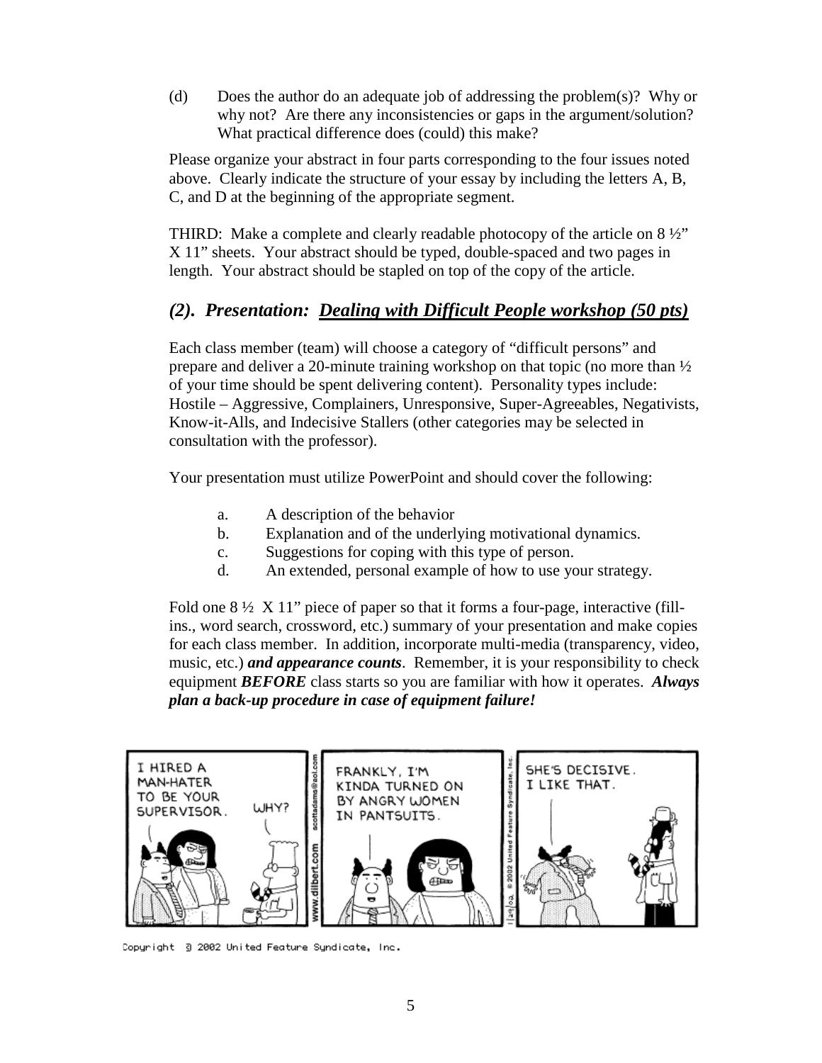(d) Does the author do an adequate job of addressing the problem(s)? Why or why not? Are there any inconsistencies or gaps in the argument/solution? What practical difference does (could) this make?

Please organize your abstract in four parts corresponding to the four issues noted above. Clearly indicate the structure of your essay by including the letters A, B, C, and D at the beginning of the appropriate segment.

THIRD: Make a complete and clearly readable photocopy of the article on 8 ½" X 11" sheets. Your abstract should be typed, double-spaced and two pages in length. Your abstract should be stapled on top of the copy of the article.

## *(2). Presentation: Dealing with Difficult People workshop (50 pts)*

Each class member (team) will choose a category of "difficult persons" and prepare and deliver a 20-minute training workshop on that topic (no more than ½ of your time should be spent delivering content). Personality types include: Hostile – Aggressive, Complainers, Unresponsive, Super-Agreeables, Negativists, Know-it-Alls, and Indecisive Stallers (other categories may be selected in consultation with the professor).

Your presentation must utilize PowerPoint and should cover the following:

a. A description of the behavior
b. Explanation and of the underlying motivational dynamics.
c. Suggestions for coping with this type of person.
d. An extended, personal example of how to use your strategy.

Fold one 8 ½ X 11" piece of paper so that it forms a four-page, interactive (fill-ins., word search, crossword, etc.) summary of your presentation and make copies for each class member. In addition, incorporate multi-media (transparency, video, music, etc.) ***and appearance counts***. Remember, it is your responsibility to check equipment ***BEFORE*** class starts so you are familiar with how it operates. ***Always plan a back-up procedure in case of equipment failure!***

Copyright © 2002 United Feature Syndicate, Inc.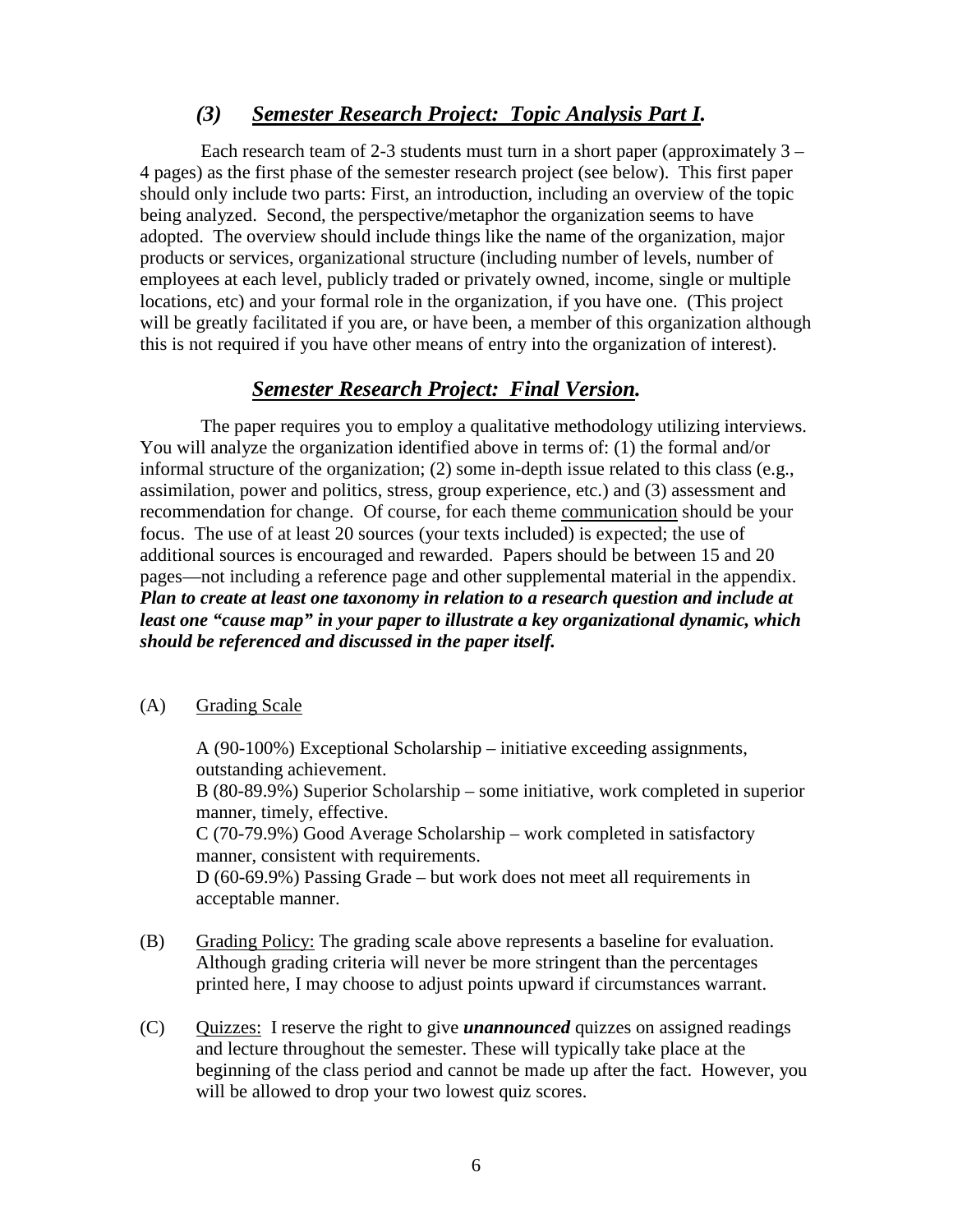### *(3) Semester Research Project: Topic Analysis Part I.*

Each research team of 2-3 students must turn in a short paper (approximately 3 – 4 pages) as the first phase of the semester research project (see below). This first paper should only include two parts: First, an introduction, including an overview of the topic being analyzed. Second, the perspective/metaphor the organization seems to have adopted. The overview should include things like the name of the organization, major products or services, organizational structure (including number of levels, number of employees at each level, publicly traded or privately owned, income, single or multiple locations, etc) and your formal role in the organization, if you have one. (This project will be greatly facilitated if you are, or have been, a member of this organization although this is not required if you have other means of entry into the organization of interest).

### *Semester Research Project: Final Version.*

The paper requires you to employ a qualitative methodology utilizing interviews. You will analyze the organization identified above in terms of: (1) the formal and/or informal structure of the organization; (2) some in-depth issue related to this class (e.g., assimilation, power and politics, stress, group experience, etc.) and (3) assessment and recommendation for change. Of course, for each theme communication should be your focus. The use of at least 20 sources (your texts included) is expected; the use of additional sources is encouraged and rewarded. Papers should be between 15 and 20 pages—not including a reference page and other supplemental material in the appendix. ***Plan to create at least one taxonomy in relation to a research question and include at least one "cause map" in your paper to illustrate a key organizational dynamic, which should be referenced and discussed in the paper itself.***

(A) Grading Scale

A (90-100%) Exceptional Scholarship – initiative exceeding assignments, outstanding achievement.
B (80-89.9%) Superior Scholarship – some initiative, work completed in superior manner, timely, effective.
C (70-79.9%) Good Average Scholarship – work completed in satisfactory manner, consistent with requirements.
D (60-69.9%) Passing Grade – but work does not meet all requirements in acceptable manner.

(B) Grading Policy: The grading scale above represents a baseline for evaluation. Although grading criteria will never be more stringent than the percentages printed here, I may choose to adjust points upward if circumstances warrant.

(C) Quizzes: I reserve the right to give ***unannounced*** quizzes on assigned readings and lecture throughout the semester. These will typically take place at the beginning of the class period and cannot be made up after the fact. However, you will be allowed to drop your two lowest quiz scores.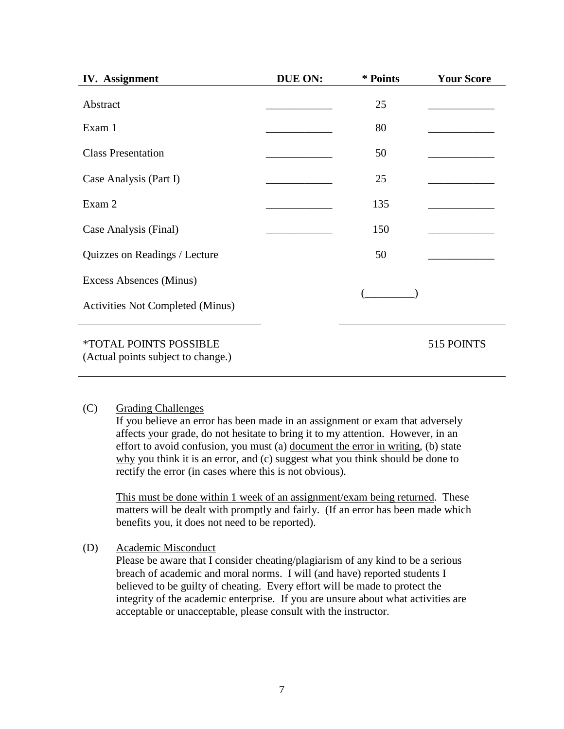| IV. Assignment | DUE ON: | * Points | Your Score |
|---|---|---|---|
| Abstract | ____________ | 25 | ____________ |
| Exam 1 | ____________ | 80 | ____________ |
| Class Presentation | ____________ | 50 | ____________ |
| Case Analysis (Part I) | ____________ | 25 | ____________ |
| Exam 2 | ____________ | 135 | ____________ |
| Case Analysis (Final) | ____________ | 150 | ____________ |
| Quizzes on Readings / Lecture | | 50 | ____________ |
| Excess Absences (Minus) | | (_________) | |
| Activities Not Completed (Minus) | | | |
| *TOTAL POINTS POSSIBLE (Actual points subject to change.) | | | 515 POINTS |

(C) Grading Challenges

If you believe an error has been made in an assignment or exam that adversely affects your grade, do not hesitate to bring it to my attention. However, in an effort to avoid confusion, you must (a) document the error in writing, (b) state why you think it is an error, and (c) suggest what you think should be done to rectify the error (in cases where this is not obvious).

This must be done within 1 week of an assignment/exam being returned. These matters will be dealt with promptly and fairly. (If an error has been made which benefits you, it does not need to be reported).

(D) Academic Misconduct

Please be aware that I consider cheating/plagiarism of any kind to be a serious breach of academic and moral norms. I will (and have) reported students I believed to be guilty of cheating. Every effort will be made to protect the integrity of the academic enterprise. If you are unsure about what activities are acceptable or unacceptable, please consult with the instructor.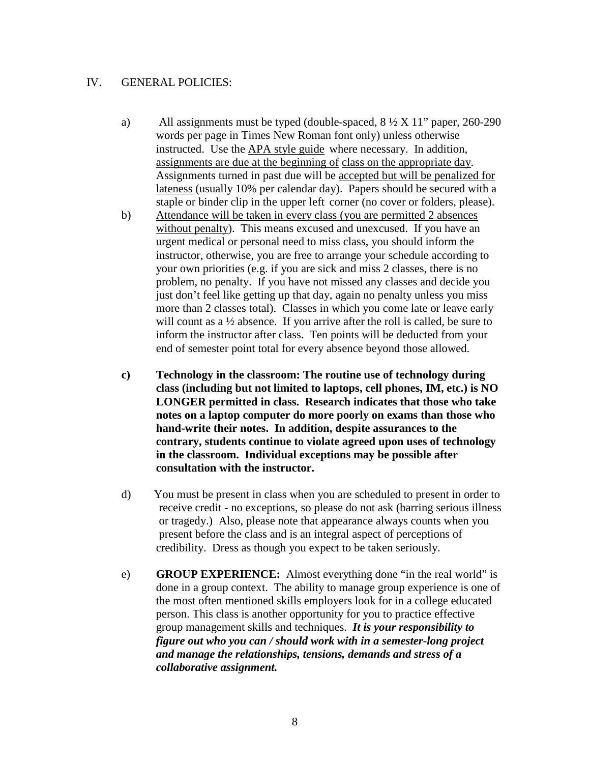## IV. GENERAL POLICIES:

a) All assignments must be typed (double-spaced, 8 ½ X 11" paper, 260-290 words per page in Times New Roman font only) unless otherwise instructed. Use the APA style guide where necessary. In addition, assignments are due at the beginning of class on the appropriate day. Assignments turned in past due will be accepted but will be penalized for lateness (usually 10% per calendar day). Papers should be secured with a staple or binder clip in the upper left corner (no cover or folders, please).

b) Attendance will be taken in every class (you are permitted 2 absences without penalty). This means excused and unexcused. If you have an urgent medical or personal need to miss class, you should inform the instructor, otherwise, you are free to arrange your schedule according to your own priorities (e.g. if you are sick and miss 2 classes, there is no problem, no penalty. If you have not missed any classes and decide you just don't feel like getting up that day, again no penalty unless you miss more than 2 classes total). Classes in which you come late or leave early will count as a ½ absence. If you arrive after the roll is called, be sure to inform the instructor after class. Ten points will be deducted from your end of semester point total for every absence beyond those allowed.

**c) Technology in the classroom: The routine use of technology during class (including but not limited to laptops, cell phones, IM, etc.) is NO LONGER permitted in class. Research indicates that those who take notes on a laptop computer do more poorly on exams than those who hand-write their notes. In addition, despite assurances to the contrary, students continue to violate agreed upon uses of technology in the classroom. Individual exceptions may be possible after consultation with the instructor.**

d) You must be present in class when you are scheduled to present in order to receive credit - no exceptions, so please do not ask (barring serious illness or tragedy.) Also, please note that appearance always counts when you present before the class and is an integral aspect of perceptions of credibility. Dress as though you expect to be taken seriously.

e) **GROUP EXPERIENCE:** Almost everything done "in the real world" is done in a group context. The ability to manage group experience is one of the most often mentioned skills employers look for in a college educated person. This class is another opportunity for you to practice effective group management skills and techniques. ***It is your responsibility to figure out who you can / should work with in a semester-long project and manage the relationships, tensions, demands and stress of a collaborative assignment.***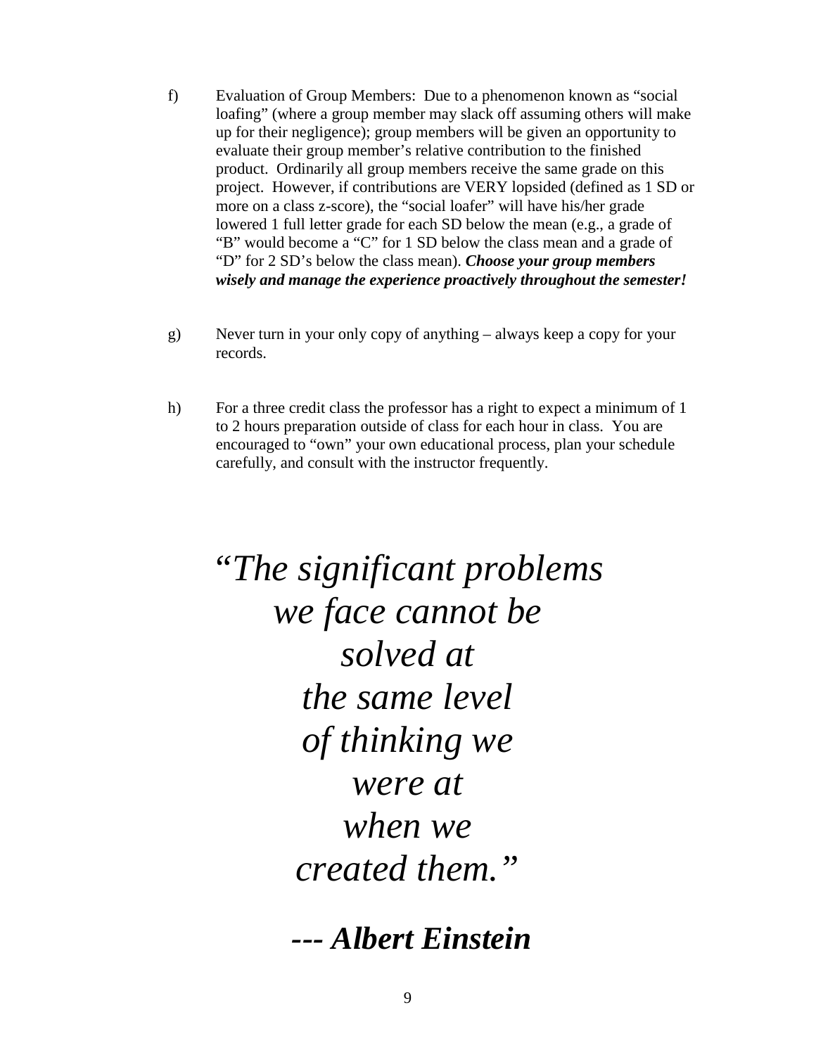f) Evaluation of Group Members: Due to a phenomenon known as "social loafing" (where a group member may slack off assuming others will make up for their negligence); group members will be given an opportunity to evaluate their group member's relative contribution to the finished product. Ordinarily all group members receive the same grade on this project. However, if contributions are VERY lopsided (defined as 1 SD or more on a class z-score), the "social loafer" will have his/her grade lowered 1 full letter grade for each SD below the mean (e.g., a grade of "B" would become a "C" for 1 SD below the class mean and a grade of "D" for 2 SD's below the class mean). ***Choose your group members wisely and manage the experience proactively throughout the semester!***

g) Never turn in your only copy of anything – always keep a copy for your records.

h) For a three credit class the professor has a right to expect a minimum of 1 to 2 hours preparation outside of class for each hour in class. You are encouraged to "own" your own educational process, plan your schedule carefully, and consult with the instructor frequently.

*"The significant problems we face cannot be solved at the same level of thinking we were at when we created them."*

***--- Albert Einstein***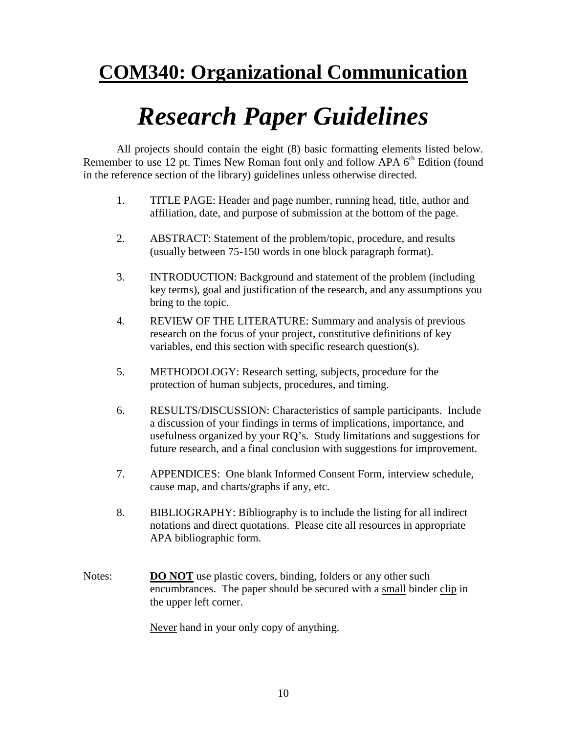# <u>**COM340: Organizational Communication**</u>

# ***Research Paper Guidelines***

All projects should contain the eight (8) basic formatting elements listed below. Remember to use 12 pt. Times New Roman font only and follow APA 6th Edition (found in the reference section of the library) guidelines unless otherwise directed.

1. TITLE PAGE: Header and page number, running head, title, author and affiliation, date, and purpose of submission at the bottom of the page.

2. ABSTRACT: Statement of the problem/topic, procedure, and results (usually between 75-150 words in one block paragraph format).

3. INTRODUCTION: Background and statement of the problem (including key terms), goal and justification of the research, and any assumptions you bring to the topic.

4. REVIEW OF THE LITERATURE: Summary and analysis of previous research on the focus of your project, constitutive definitions of key variables, end this section with specific research question(s).

5. METHODOLOGY: Research setting, subjects, procedure for the protection of human subjects, procedures, and timing.

6. RESULTS/DISCUSSION: Characteristics of sample participants. Include a discussion of your findings in terms of implications, importance, and usefulness organized by your RQ's. Study limitations and suggestions for future research, and a final conclusion with suggestions for improvement.

7. APPENDICES: One blank Informed Consent Form, interview schedule, cause map, and charts/graphs if any, etc.

8. BIBLIOGRAPHY: Bibliography is to include the listing for all indirect notations and direct quotations. Please cite all resources in appropriate APA bibliographic form.

Notes: <u>**DO NOT**</u> use plastic covers, binding, folders or any other such encumbrances. The paper should be secured with a <u>small</u> binder <u>clip</u> in the upper left corner.

<u>Never</u> hand in your only copy of anything.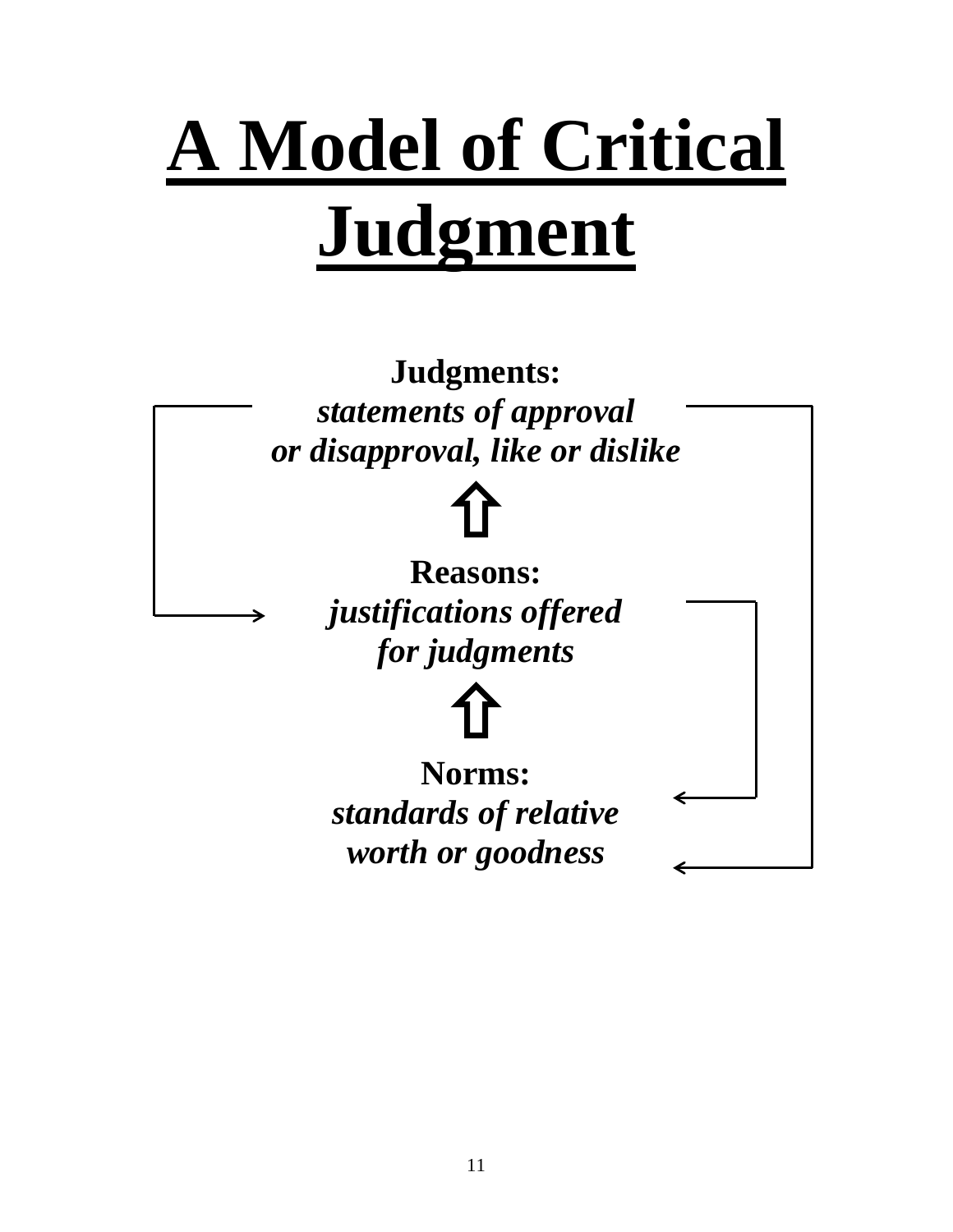# A Model of Critical Judgment

**Judgments:**
***statements of approval or disapproval, like or dislike***

⇧

**Reasons:**
***justifications offered for judgments***

⇧

**Norms:**
***standards of relative worth or goodness***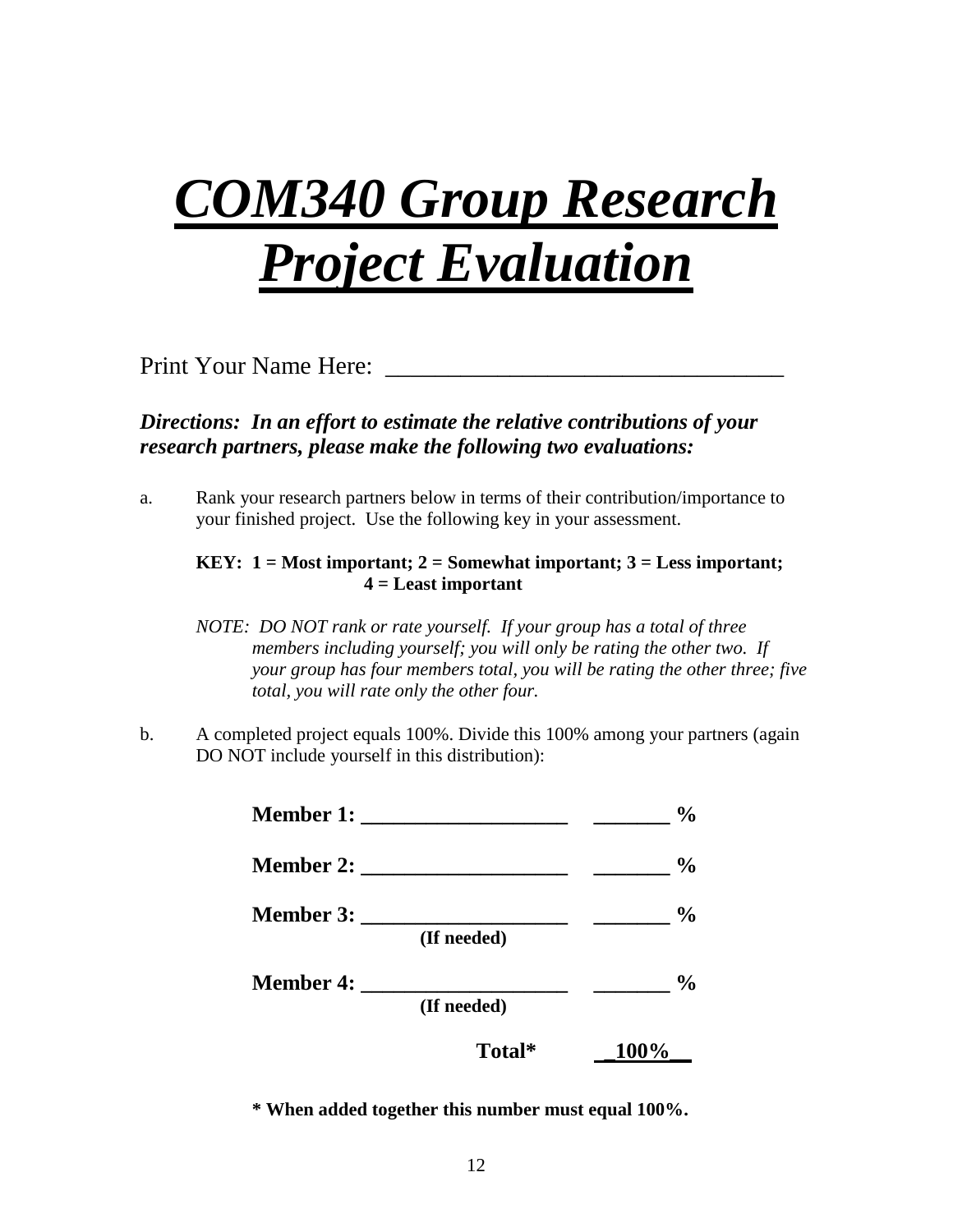# ***COM340 Group Research Project Evaluation***

Print Your Name Here: ________________________________

***Directions: In an effort to estimate the relative contributions of your research partners, please make the following two evaluations:***

a. Rank your research partners below in terms of their contribution/importance to your finished project. Use the following key in your assessment.

   **KEY: 1 = Most important; 2 = Somewhat important; 3 = Less important; 4 = Least important**

   *NOTE: DO NOT rank or rate yourself. If your group has a total of three members including yourself; you will only be rating the other two. If your group has four members total, you will be rating the other three; five total, you will rate only the other four.*

b. A completed project equals 100%. Divide this 100% among your partners (again DO NOT include yourself in this distribution):

**Member 1:** __________________ _______ **%**

**Member 2:** __________________ _______ **%**

**Member 3:** __________________ _______ **%**
**(If needed)**

**Member 4:** __________________ _______ **%**
**(If needed)**

**Total*** **_100%__**

**\* When added together this number must equal 100%.**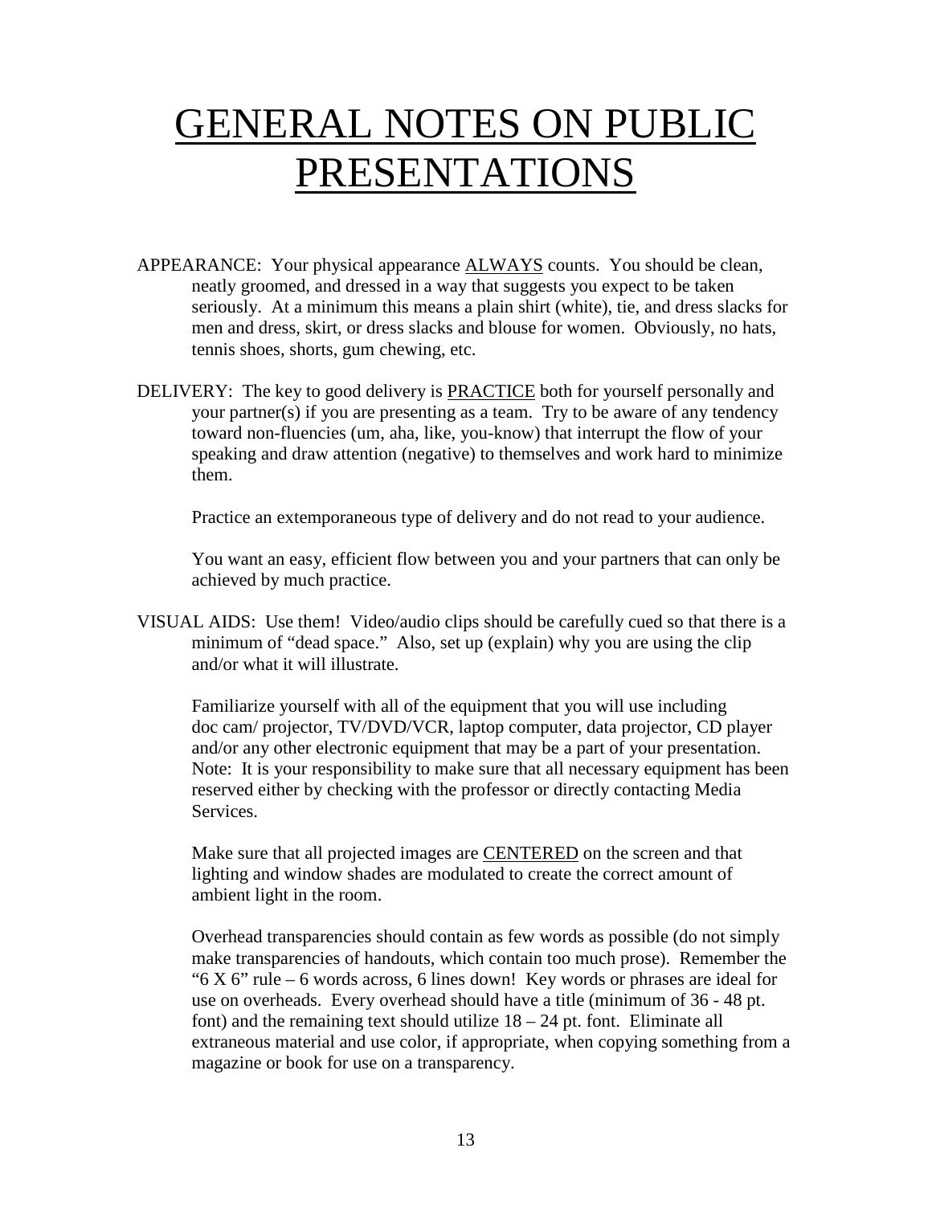# GENERAL NOTES ON PUBLIC PRESENTATIONS

APPEARANCE: Your physical appearance <u>ALWAYS</u> counts. You should be clean, neatly groomed, and dressed in a way that suggests you expect to be taken seriously. At a minimum this means a plain shirt (white), tie, and dress slacks for men and dress, skirt, or dress slacks and blouse for women. Obviously, no hats, tennis shoes, shorts, gum chewing, etc.

DELIVERY: The key to good delivery is <u>PRACTICE</u> both for yourself personally and your partner(s) if you are presenting as a team. Try to be aware of any tendency toward non-fluencies (um, aha, like, you-know) that interrupt the flow of your speaking and draw attention (negative) to themselves and work hard to minimize them.

Practice an extemporaneous type of delivery and do not read to your audience.

You want an easy, efficient flow between you and your partners that can only be achieved by much practice.

VISUAL AIDS: Use them! Video/audio clips should be carefully cued so that there is a minimum of "dead space." Also, set up (explain) why you are using the clip and/or what it will illustrate.

Familiarize yourself with all of the equipment that you will use including doc cam/ projector, TV/DVD/VCR, laptop computer, data projector, CD player and/or any other electronic equipment that may be a part of your presentation. Note: It is your responsibility to make sure that all necessary equipment has been reserved either by checking with the professor or directly contacting Media Services.

Make sure that all projected images are <u>CENTERED</u> on the screen and that lighting and window shades are modulated to create the correct amount of ambient light in the room.

Overhead transparencies should contain as few words as possible (do not simply make transparencies of handouts, which contain too much prose). Remember the "6 X 6" rule – 6 words across, 6 lines down! Key words or phrases are ideal for use on overheads. Every overhead should have a title (minimum of 36 - 48 pt. font) and the remaining text should utilize 18 – 24 pt. font. Eliminate all extraneous material and use color, if appropriate, when copying something from a magazine or book for use on a transparency.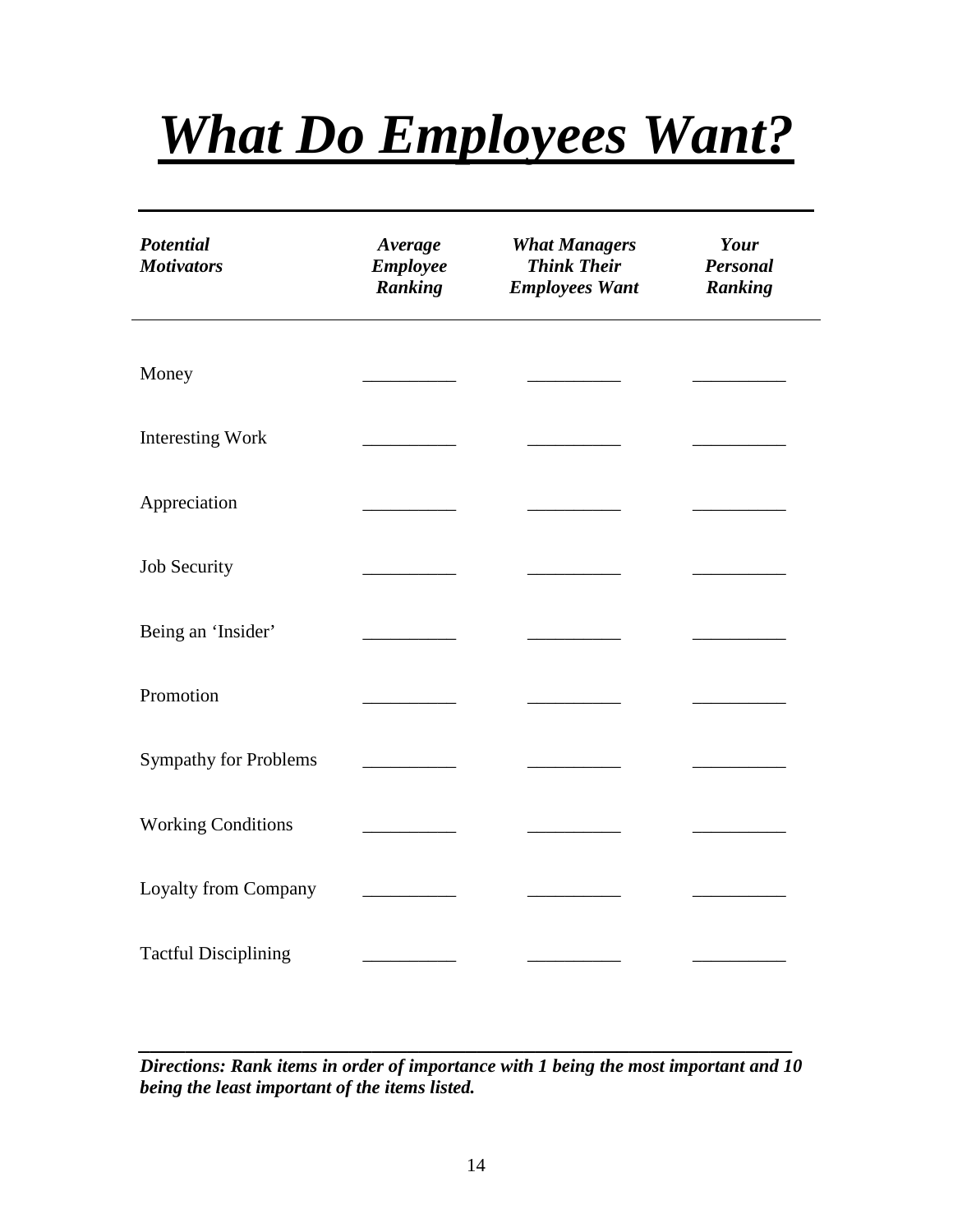# ***What Do Employees Want?***

| ***Potential Motivators*** | ***Average Employee Ranking*** | ***What Managers Think Their Employees Want*** | ***Your Personal Ranking*** |
|---|---|---|---|
| Money | __________ | __________ | __________ |
| Interesting Work | __________ | __________ | __________ |
| Appreciation | __________ | __________ | __________ |
| Job Security | __________ | __________ | __________ |
| Being an 'Insider' | __________ | __________ | __________ |
| Promotion | __________ | __________ | __________ |
| Sympathy for Problems | __________ | __________ | __________ |
| Working Conditions | __________ | __________ | __________ |
| Loyalty from Company | __________ | __________ | __________ |
| Tactful Disciplining | __________ | __________ | __________ |

***Directions: Rank items in order of importance with 1 being the most important and 10 being the least important of the items listed.***